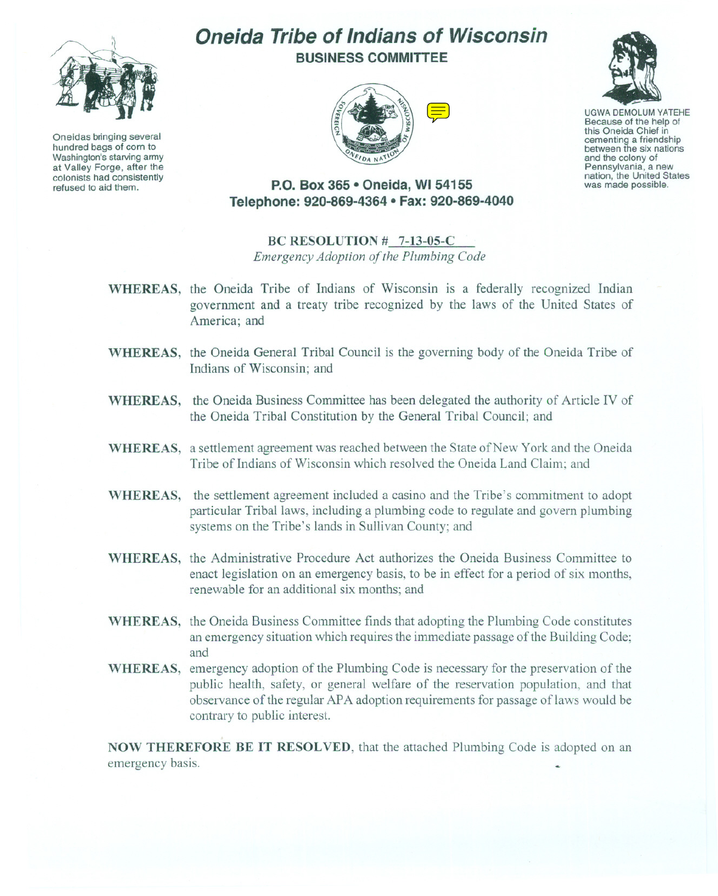# Oneida Tribe of Indians of Wisconsin

**BUSINESS COMMITTEE**

Oneidas bringing several hundred bags of corn to Washington's starving army at Valley Forge, after the colonists had consistently refused to aid them.

UGWA DEMOLUM YATEHE
Because of the help of this Oneida Chief in cementing a friendship between the six nations and the colony of Pennsylvania, a new nation, the United States was made possible.

**P.O. Box 365 • Oneida, WI 54155**
**Telephone: 920-869-4364 • Fax: 920-869-4040**

**BC RESOLUTION # 7-13-05-C**

*Emergency Adoption of the Plumbing Code*

**WHEREAS,** the Oneida Tribe of Indians of Wisconsin is a federally recognized Indian government and a treaty tribe recognized by the laws of the United States of America; and

**WHEREAS,** the Oneida General Tribal Council is the governing body of the Oneida Tribe of Indians of Wisconsin; and

**WHEREAS,** the Oneida Business Committee has been delegated the authority of Article IV of the Oneida Tribal Constitution by the General Tribal Council; and

**WHEREAS,** a settlement agreement was reached between the State of New York and the Oneida Tribe of Indians of Wisconsin which resolved the Oneida Land Claim; and

**WHEREAS,** the settlement agreement included a casino and the Tribe's commitment to adopt particular Tribal laws, including a plumbing code to regulate and govern plumbing systems on the Tribe's lands in Sullivan County; and

**WHEREAS,** the Administrative Procedure Act authorizes the Oneida Business Committee to enact legislation on an emergency basis, to be in effect for a period of six months, renewable for an additional six months; and

**WHEREAS,** the Oneida Business Committee finds that adopting the Plumbing Code constitutes an emergency situation which requires the immediate passage of the Building Code; and

**WHEREAS,** emergency adoption of the Plumbing Code is necessary for the preservation of the public health, safety, or general welfare of the reservation population, and that observance of the regular APA adoption requirements for passage of laws would be contrary to public interest.

**NOW THEREFORE BE IT RESOLVED,** that the attached Plumbing Code is adopted on an emergency basis.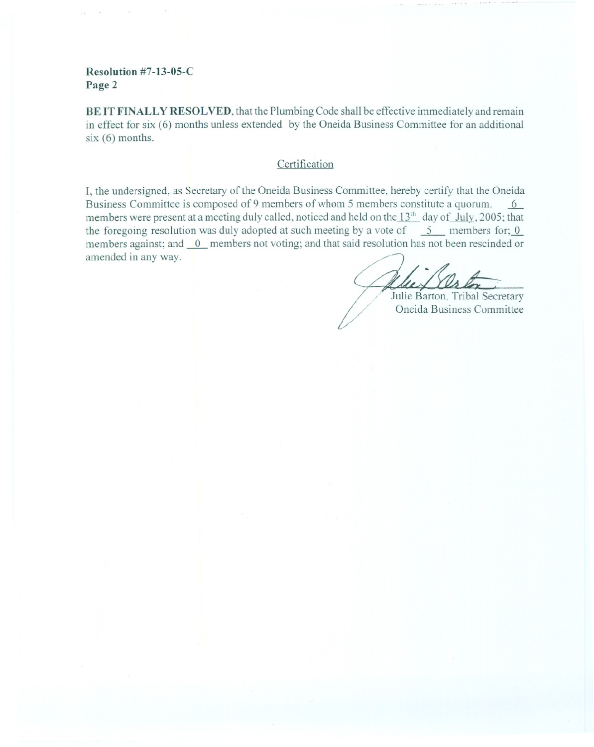**Resolution #7-13-05-C**
**Page 2**

**BE IT FINALLY RESOLVED**, that the Plumbing Code shall be effective immediately and remain in effect for six (6) months unless extended by the Oneida Business Committee for an additional six (6) months.

Certification

I, the undersigned, as Secretary of the Oneida Business Committee, hereby certify that the Oneida Business Committee is composed of 9 members of whom 5 members constitute a quorum. 6 members were present at a meeting duly called, noticed and held on the 13th day of July, 2005; that the foregoing resolution was duly adopted at such meeting by a vote of 5 members for; 0 members against; and 0 members not voting; and that said resolution has not been rescinded or amended in any way.

Julie Barton, Tribal Secretary
Oneida Business Committee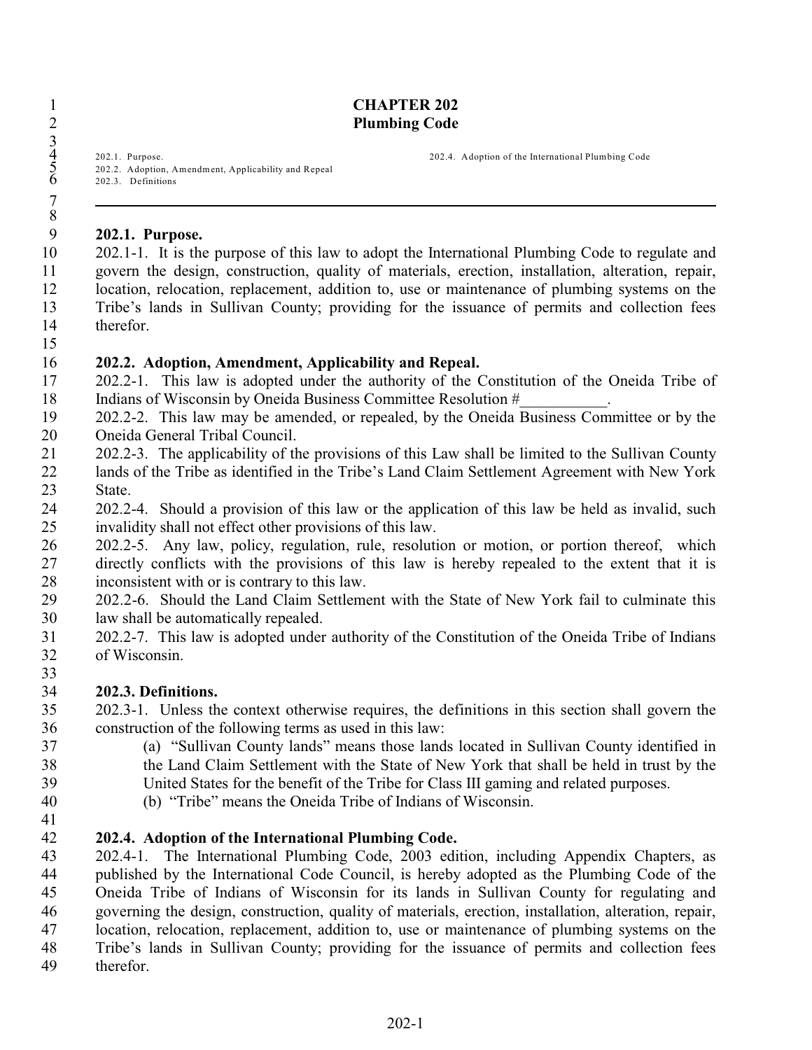# CHAPTER 202
## Plumbing Code

202.1. Purpose.
202.2. Adoption, Amendment, Applicability and Repeal
202.3. Definitions
202.4. Adoption of the International Plumbing Code

---

### 202.1. Purpose.

202.1-1. It is the purpose of this law to adopt the International Plumbing Code to regulate and govern the design, construction, quality of materials, erection, installation, alteration, repair, location, relocation, replacement, addition to, use or maintenance of plumbing systems on the Tribe's lands in Sullivan County; providing for the issuance of permits and collection fees therefor.

### 202.2. Adoption, Amendment, Applicability and Repeal.

202.2-1. This law is adopted under the authority of the Constitution of the Oneida Tribe of Indians of Wisconsin by Oneida Business Committee Resolution #___________.

202.2-2. This law may be amended, or repealed, by the Oneida Business Committee or by the Oneida General Tribal Council.

202.2-3. The applicability of the provisions of this Law shall be limited to the Sullivan County lands of the Tribe as identified in the Tribe's Land Claim Settlement Agreement with New York State.

202.2-4. Should a provision of this law or the application of this law be held as invalid, such invalidity shall not effect other provisions of this law.

202.2-5. Any law, policy, regulation, rule, resolution or motion, or portion thereof, which directly conflicts with the provisions of this law is hereby repealed to the extent that it is inconsistent with or is contrary to this law.

202.2-6. Should the Land Claim Settlement with the State of New York fail to culminate this law shall be automatically repealed.

202.2-7. This law is adopted under authority of the Constitution of the Oneida Tribe of Indians of Wisconsin.

### 202.3. Definitions.

202.3-1. Unless the context otherwise requires, the definitions in this section shall govern the construction of the following terms as used in this law:

(a) "Sullivan County lands" means those lands located in Sullivan County identified in the Land Claim Settlement with the State of New York that shall be held in trust by the United States for the benefit of the Tribe for Class III gaming and related purposes.

(b) "Tribe" means the Oneida Tribe of Indians of Wisconsin.

### 202.4. Adoption of the International Plumbing Code.

202.4-1. The International Plumbing Code, 2003 edition, including Appendix Chapters, as published by the International Code Council, is hereby adopted as the Plumbing Code of the Oneida Tribe of Indians of Wisconsin for its lands in Sullivan County for regulating and governing the design, construction, quality of materials, erection, installation, alteration, repair, location, relocation, replacement, addition to, use or maintenance of plumbing systems on the Tribe's lands in Sullivan County; providing for the issuance of permits and collection fees therefor.